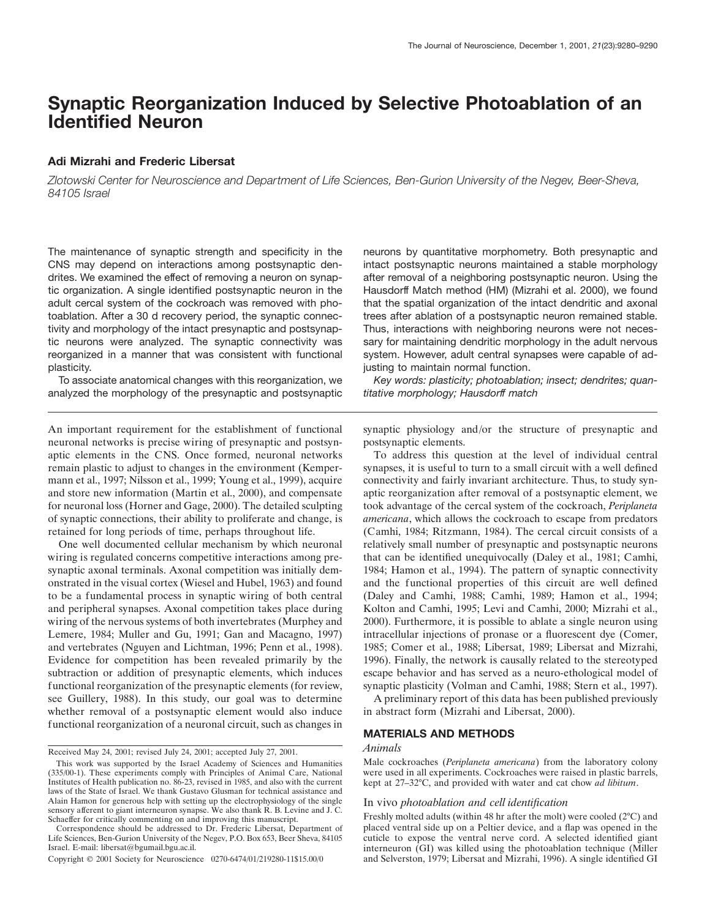# Synaptic Reorganization Induced by Selective Photoablation of an Identified Neuron

### Adi Mizrahi and Frederic Libersat

*Zlotowski Center for Neuroscience and Department of Life Sciences, Ben-Gurion University of the Negev, Beer-Sheva, 84105 Israel*

The maintenance of synaptic strength and specificity in the CNS may depend on interactions among postsynaptic dendrites. We examined the effect of removing a neuron on synaptic organization. A single identified postsynaptic neuron in the adult cercal system of the cockroach was removed with photoablation. After a 30 d recovery period, the synaptic connectivity and morphology of the intact presynaptic and postsynaptic neurons were analyzed. The synaptic connectivity was reorganized in a manner that was consistent with functional plasticity.

To associate anatomical changes with this reorganization, we analyzed the morphology of the presynaptic and postsynaptic neurons by quantitative morphometry. Both presynaptic and intact postsynaptic neurons maintained a stable morphology after removal of a neighboring postsynaptic neuron. Using the Hausdorff Match method (HM) (Mizrahi et al. 2000), we found that the spatial organization of the intact dendritic and axonal trees after ablation of a postsynaptic neuron remained stable. Thus, interactions with neighboring neurons were not necessary for maintaining dendritic morphology in the adult nervous system. However, adult central synapses were capable of adjusting to maintain normal function.

*Key words: plasticity; photoablation; insect; dendrites; quantitative morphology; Hausdorff match*

An important requirement for the establishment of functional neuronal networks is precise wiring of presynaptic and postsynaptic elements in the CNS. Once formed, neuronal networks remain plastic to adjust to changes in the environment (Kempermann et al., 1997; Nilsson et al., 1999; Young et al., 1999), acquire and store new information (Martin et al., 2000), and compensate for neuronal loss (Horner and Gage, 2000). The detailed sculpting of synaptic connections, their ability to proliferate and change, is retained for long periods of time, perhaps throughout life.

One well documented cellular mechanism by which neuronal wiring is regulated concerns competitive interactions among presynaptic axonal terminals. Axonal competition was initially demonstrated in the visual cortex (Wiesel and Hubel, 1963) and found to be a fundamental process in synaptic wiring of both central and peripheral synapses. Axonal competition takes place during wiring of the nervous systems of both invertebrates (Murphey and Lemere, 1984; Muller and Gu, 1991; Gan and Macagno, 1997) and vertebrates (Nguyen and Lichtman, 1996; Penn et al., 1998). Evidence for competition has been revealed primarily by the subtraction or addition of presynaptic elements, which induces functional reorganization of the presynaptic elements (for review, see Guillery, 1988). In this study, our goal was to determine whether removal of a postsynaptic element would also induce functional reorganization of a neuronal circuit, such as changes in synaptic physiology and/or the structure of presynaptic and postsynaptic elements.

To address this question at the level of individual central synapses, it is useful to turn to a small circuit with a well defined connectivity and fairly invariant architecture. Thus, to study synaptic reorganization after removal of a postsynaptic element, we took advantage of the cercal system of the cockroach, *Periplaneta americana*, which allows the cockroach to escape from predators (Camhi, 1984; Ritzmann, 1984). The cercal circuit consists of a relatively small number of presynaptic and postsynaptic neurons that can be identified unequivocally (Daley et al., 1981; Camhi, 1984; Hamon et al., 1994). The pattern of synaptic connectivity and the functional properties of this circuit are well defined (Daley and Camhi, 1988; Camhi, 1989; Hamon et al., 1994; Kolton and Camhi, 1995; Levi and Camhi, 2000; Mizrahi et al., 2000). Furthermore, it is possible to ablate a single neuron using intracellular injections of pronase or a fluorescent dye (Comer, 1985; Comer et al., 1988; Libersat, 1989; Libersat and Mizrahi, 1996). Finally, the network is causally related to the stereotyped escape behavior and has served as a neuro-ethological model of synaptic plasticity (Volman and Camhi, 1988; Stern et al., 1997).

A preliminary report of this data has been published previously in abstract form (Mizrahi and Libersat, 2000).

Received May 24, 2001; revised July 24, 2001; accepted July 27, 2001.

This work was supported by the Israel Academy of Sciences and Humanities (335/00-1). These experiments comply with Principles of Animal Care, National Institutes of Health publication no. 86-23, revised in 1985, and also with the current laws of the State of Israel. We thank Gustavo Glusman for technical assistance and Alain Hamon for generous help with setting up the electrophysiology of the single sensory afferent to giant interneuron synapse. We also thank R. B. Levine and J. C. Schaeffer for critically commenting on and improving this manuscript.

Correspondence should be addressed to Dr. Frederic Libersat, Department of Life Sciences, Ben-Gurion University of the Negev, P.O. Box 653, Beer Sheva, 84105 Israel. E-mail: libersat@bgumail.bgu.ac.il.

Copyright © 2001 Society for Neuroscience 0270-6474/01/219280-11$15.00/0

## MATERIALS AND METHODS

### *Animals*

Male cockroaches (*Periplaneta americana*) from the laboratory colony were used in all experiments. Cockroaches were raised in plastic barrels, kept at 27–32°C, and provided with water and cat chow *ad libitum*.

### In vivo *photoablation and cell identification*

Freshly molted adults (within 48 hr after the molt) were cooled (2°C) and placed ventral side up on a Peltier device, and a flap was opened in the cuticle to expose the ventral nerve cord. A selected identified giant interneuron (GI) was killed using the photoablation technique (Miller and Selverston, 1979; Libersat and Mizrahi, 1996). A single identified GI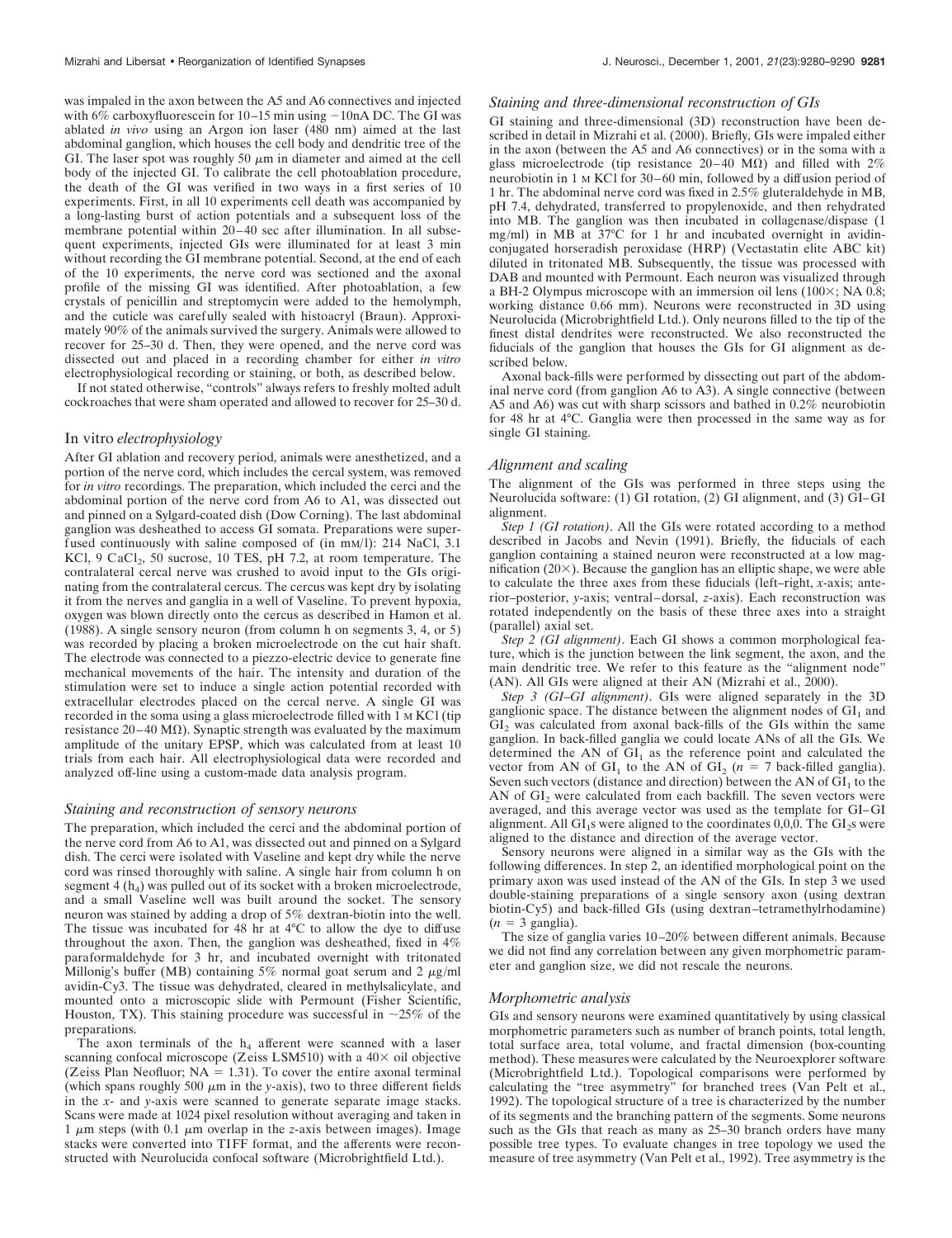was impaled in the axon between the A5 and A6 connectives and injected with 6% carboxyfluorescein for 10–15 min using −10nA DC. The GI was ablated *in vivo* using an Argon ion laser (480 nm) aimed at the last abdominal ganglion, which houses the cell body and dendritic tree of the GI. The laser spot was roughly 50 μm in diameter and aimed at the cell body of the injected GI. To calibrate the cell photoablation procedure, the death of the GI was verified in two ways in a first series of 10 experiments. First, in all 10 experiments cell death was accompanied by a long-lasting burst of action potentials and a subsequent loss of the membrane potential within 20–40 sec after illumination. In all subsequent experiments, injected GIs were illuminated for at least 3 min without recording the GI membrane potential. Second, at the end of each of the 10 experiments, the nerve cord was sectioned and the axonal profile of the missing GI was identified. After photoablation, a few crystals of penicillin and streptomycin were added to the hemolymph, and the cuticle was carefully sealed with histoacryl (Braun). Approximately 90% of the animals survived the surgery. Animals were allowed to recover for 25–30 d. Then, they were opened, and the nerve cord was dissected out and placed in a recording chamber for either *in vitro* electrophysiological recording or staining, or both, as described below.

If not stated otherwise, "controls" always refers to freshly molted adult cockroaches that were sham operated and allowed to recover for 25–30 d.

## In vitro *electrophysiology*

After GI ablation and recovery period, animals were anesthetized, and a portion of the nerve cord, which includes the cercal system, was removed for *in vitro* recordings. The preparation, which included the cerci and the abdominal portion of the nerve cord from A6 to A1, was dissected out and pinned on a Sylgard-coated dish (Dow Corning). The last abdominal ganglion was desheathed to access GI somata. Preparations were superfused continuously with saline composed of (in mM/l): 214 NaCl, 3.1 KCl, 9 $CaCl_2$, 50 sucrose, 10 TES, pH 7.2, at room temperature. The contralateral cercal nerve was crushed to avoid input to the GIs originating from the contralateral cercus. The cercus was kept dry by isolating it from the nerves and ganglia in a well of Vaseline. To prevent hypoxia, oxygen was blown directly onto the cercus as described in Hamon et al. (1988). A single sensory neuron (from column h on segments 3, 4, or 5) was recorded by placing a broken microelectrode on the cut hair shaft. The electrode was connected to a piezzo-electric device to generate fine mechanical movements of the hair. The intensity and duration of the stimulation were set to induce a single action potential recorded with extracellular electrodes placed on the cercal nerve. A single GI was recorded in the soma using a glass microelectrode filled with 1 M KCl (tip resistance 20–40 MΩ). Synaptic strength was evaluated by the maximum amplitude of the unitary EPSP, which was calculated from at least 10 trials from each hair. All electrophysiological data were recorded and analyzed off-line using a custom-made data analysis program.

## *Staining and reconstruction of sensory neurons*

The preparation, which included the cerci and the abdominal portion of the nerve cord from A6 to A1, was dissected out and pinned on a Sylgard dish. The cerci were isolated with Vaseline and kept dry while the nerve cord was rinsed thoroughly with saline. A single hair from column h on segment 4 ($h_4$) was pulled out of its socket with a broken microelectrode, and a small Vaseline well was built around the socket. The sensory neuron was stained by adding a drop of 5% dextran-biotin into the well. The tissue was incubated for 48 hr at 4°C to allow the dye to diffuse throughout the axon. Then, the ganglion was desheathed, fixed in 4% paraformaldehyde for 3 hr, and incubated overnight with tritonated Millonig's buffer (MB) containing 5% normal goat serum and 2 μg/ml avidin-Cy3. The tissue was dehydrated, cleared in methylsalicylate, and mounted onto a microscopic slide with Permount (Fisher Scientific, Houston, TX). This staining procedure was successful in ~25% of the preparations.

The axon terminals of the $h_4$ afferent were scanned with a laser scanning confocal microscope (Zeiss LSM510) with a 40× oil objective (Zeiss Plan Neofluor; NA = 1.31). To cover the entire axonal terminal (which spans roughly 500 μm in the *y*-axis), two to three different fields in the *x*- and *y*-axis were scanned to generate separate image stacks. Scans were made at 1024 pixel resolution without averaging and taken in 1 μm steps (with 0.1 μm overlap in the *z*-axis between images). Image stacks were converted into TIFF format, and the afferents were reconstructed with Neurolucida confocal software (Microbrightfield Ltd.).

## *Staining and three-dimensional reconstruction of GIs*

GI staining and three-dimensional (3D) reconstruction have been described in detail in Mizrahi et al. (2000). Briefly, GIs were impaled either in the axon (between the A5 and A6 connectives) or in the soma with a glass microelectrode (tip resistance 20–40 MΩ) and filled with 2% neurobiotin in 1 M KCl for 30–60 min, followed by a diffusion period of 1 hr. The abdominal nerve cord was fixed in 2.5% gluteraldehyde in MB, pH 7.4, dehydrated, transferred to propylenoxide, and then rehydrated into MB. The ganglion was then incubated in collagenase/dispase (1 mg/ml) in MB at 37°C for 1 hr and incubated overnight in avidin-conjugated horseradish peroxidase (HRP) (Vectastatin elite ABC kit) diluted in tritonated MB. Subsequently, the tissue was processed with DAB and mounted with Permount. Each neuron was visualized through a BH-2 Olympus microscope with an immersion oil lens (100×; NA 0.8; working distance 0.66 mm). Neurons were reconstructed in 3D using Neurolucida (Microbrightfield Ltd.). Only neurons filled to the tip of the finest distal dendrites were reconstructed. We also reconstructed the fiducials of the ganglion that houses the GIs for GI alignment as described below.

Axonal back-fills were performed by dissecting out part of the abdominal nerve cord (from ganglion A6 to A3). A single connective (between A5 and A6) was cut with sharp scissors and bathed in 0.2% neurobiotin for 48 hr at 4°C. Ganglia were then processed in the same way as for single GI staining.

## *Alignment and scaling*

The alignment of the GIs was performed in three steps using the Neurolucida software: (1) GI rotation, (2) GI alignment, and (3) GI–GI alignment.

*Step 1 (GI rotation)*. All the GIs were rotated according to a method described in Jacobs and Nevin (1991). Briefly, the fiducials of each ganglion containing a stained neuron were reconstructed at a low magnification (20×). Because the ganglion has an elliptic shape, we were able to calculate the three axes from these fiducials (left–right, *x*-axis; anterior–posterior, *y*-axis; ventral–dorsal, *z*-axis). Each reconstruction was rotated independently on the basis of these three axes into a straight (parallel) axial set.

*Step 2 (GI alignment)*. Each GI shows a common morphological feature, which is the junction between the link segment, the axon, and the main dendritic tree. We refer to this feature as the "alignment node" (AN). All GIs were aligned at their AN (Mizrahi et al., 2000).

*Step 3 (GI–GI alignment)*. GIs were aligned separately in the 3D ganglionic space. The distance between the alignment nodes of $GI_1$ and $GI_2$ was calculated from axonal back-fills of the GIs within the same ganglion. In back-filled ganglia we could locate ANs of all the GIs. We determined the AN of $GI_1$ as the reference point and calculated the vector from AN of $GI_1$ to the AN of $GI_2$ ($n = 7$ back-filled ganglia). Seven such vectors (distance and direction) between the AN of $GI_1$ to the AN of $GI_2$ were calculated from each backfill. The seven vectors were averaged, and this average vector was used as the template for GI–GI alignment. All $GI_1$s were aligned to the coordinates 0,0,0. The $GI_2$s were aligned to the distance and direction of the average vector.

Sensory neurons were aligned in a similar way as the GIs with the following differences. In step 2, an identified morphological point on the primary axon was used instead of the AN of the GIs. In step 3 we used double-staining preparations of a single sensory axon (using dextran biotin-Cy5) and back-filled GIs (using dextran–tetramethylrhodamine) ($n = 3$ ganglia).

The size of ganglia varies 10–20% between different animals. Because we did not find any correlation between any given morphometric parameter and ganglion size, we did not rescale the neurons.

## *Morphometric analysis*

GIs and sensory neurons were examined quantitatively by using classical morphometric parameters such as number of branch points, total length, total surface area, total volume, and fractal dimension (box-counting method). These measures were calculated by the Neuroexplorer software (Microbrightfield Ltd.). Topological comparisons were performed by calculating the "tree asymmetry" for branched trees (Van Pelt et al., 1992). The topological structure of a tree is characterized by the number of its segments and the branching pattern of the segments. Some neurons such as the GIs that reach as many as 25–30 branch orders have many possible tree types. To evaluate changes in tree topology we used the measure of tree asymmetry (Van Pelt et al., 1992). Tree asymmetry is the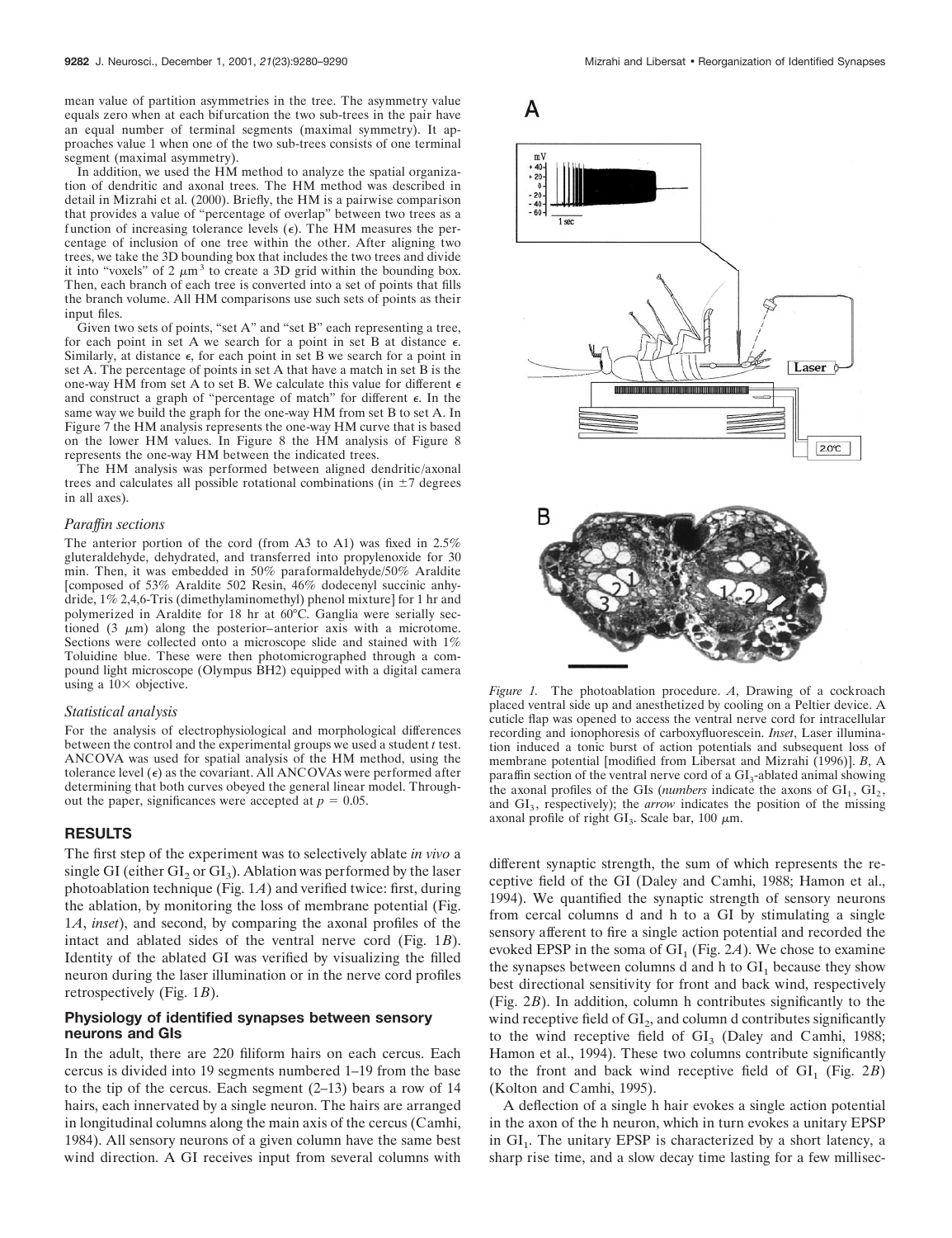mean value of partition asymmetries in the tree. The asymmetry value equals zero when at each bifurcation the two sub-trees in the pair have an equal number of terminal segments (maximal symmetry). It approaches value 1 when one of the two sub-trees consists of one terminal segment (maximal asymmetry).

In addition, we used the HM method to analyze the spatial organization of dendritic and axonal trees. The HM method was described in detail in Mizrahi et al. (2000). Briefly, the HM is a pairwise comparison that provides a value of "percentage of overlap" between two trees as a function of increasing tolerance levels ($\epsilon$). The HM measures the percentage of inclusion of one tree within the other. After aligning two trees, we take the 3D bounding box that includes the two trees and divide it into "voxels" of 2 $\mu m^3$ to create a 3D grid within the bounding box. Then, each branch of each tree is converted into a set of points that fills the branch volume. All HM comparisons use such sets of points as their input files.

Given two sets of points, "set A" and "set B" each representing a tree, for each point in set A we search for a point in set B at distance $\epsilon$. Similarly, at distance $\epsilon$, for each point in set B we search for a point in set A. The percentage of points in set A that have a match in set B is the one-way HM from set A to set B. We calculate this value for different $\epsilon$ and construct a graph of "percentage of match" for different $\epsilon$. In the same way we build the graph for the one-way HM from set B to set A. In Figure 7 the HM analysis represents the one-way HM curve that is based on the lower HM values. In Figure 8 the HM analysis of Figure 8 represents the one-way HM between the indicated trees.

The HM analysis was performed between aligned dendritic/axonal trees and calculates all possible rotational combinations (in $\pm$7 degrees in all axes).

*Paraffin sections*

The anterior portion of the cord (from A3 to A1) was fixed in 2.5% gluteraldehyde, dehydrated, and transferred into propylenoxide for 30 min. Then, it was embedded in 50% paraformaldehyde/50% Araldite [composed of 53% Araldite 502 Resin, 46% dodecenyl succinic anhydride, 1% 2,4,6-Tris (dimethylaminomethyl) phenol mixture] for 1 hr and polymerized in Araldite for 18 hr at 60°C. Ganglia were serially sectioned (3 $\mu$m) along the posterior–anterior axis with a microtome. Sections were collected onto a microscope slide and stained with 1% Toluidine blue. These were then photomicrographed through a compound light microscope (Olympus BH2) equipped with a digital camera using a 10× objective.

*Statistical analysis*

For the analysis of electrophysiological and morphological differences between the control and the experimental groups we used a student *t* test. ANCOVA was used for spatial analysis of the HM method, using the tolerance level ($\epsilon$) as the covariant. All ANCOVAs were performed after determining that both curves obeyed the general linear model. Throughout the paper, significances were accepted at $p = 0.05$.

## RESULTS

The first step of the experiment was to selectively ablate *in vivo* a single GI (either $GI_2$ or $GI_3$). Ablation was performed by the laser photoablation technique (Fig. 1*A*) and verified twice: first, during the ablation, by monitoring the loss of membrane potential (Fig. 1*A*, *inset*), and second, by comparing the axonal profiles of the intact and ablated sides of the ventral nerve cord (Fig. 1*B*). Identity of the ablated GI was verified by visualizing the filled neuron during the laser illumination or in the nerve cord profiles retrospectively (Fig. 1*B*).

### Physiology of identified synapses between sensory neurons and GIs

In the adult, there are 220 filiform hairs on each cercus. Each cercus is divided into 19 segments numbered 1–19 from the base to the tip of the cercus. Each segment (2–13) bears a row of 14 hairs, each innervated by a single neuron. The hairs are arranged in longitudinal columns along the main axis of the cercus (Camhi, 1984). All sensory neurons of a given column have the same best wind direction. A GI receives input from several columns with different synaptic strength, the sum of which represents the receptive field of the GI (Daley and Camhi, 1988; Hamon et al., 1994). We quantified the synaptic strength of sensory neurons from cercal columns d and h to a GI by stimulating a single sensory afferent to fire a single action potential and recorded the evoked EPSP in the soma of $GI_1$ (Fig. 2*A*). We chose to examine the synapses between columns d and h to $GI_1$ because they show best directional sensitivity for front and back wind, respectively (Fig. 2*B*). In addition, column h contributes significantly to the wind receptive field of $GI_2$, and column d contributes significantly to the wind receptive field of $GI_3$ (Daley and Camhi, 1988; Hamon et al., 1994). These two columns contribute significantly to the front and back wind receptive field of $GI_1$ (Fig. 2*B*) (Kolton and Camhi, 1995).

A deflection of a single h hair evokes a single action potential in the axon of the h neuron, which in turn evokes a unitary EPSP in $GI_1$. The unitary EPSP is characterized by a short latency, a sharp rise time, and a slow decay time lasting for a few millisec-

*Figure 1.* The photoablation procedure. *A*, Drawing of a cockroach placed ventral side up and anesthetized by cooling on a Peltier device. A cuticle flap was opened to access the ventral nerve cord for intracellular recording and ionophoresis of carboxyfluorescein. *Inset*, Laser illumination induced a tonic burst of action potentials and subsequent loss of membrane potential [modified from Libersat and Mizrahi (1996)]. *B*, A paraffin section of the ventral nerve cord of a $GI_3$-ablated animal showing the axonal profiles of the GIs (*numbers* indicate the axons of $GI_1$, $GI_2$, and $GI_3$, respectively); the *arrow* indicates the position of the missing axonal profile of right $GI_3$. Scale bar, 100 $\mu$m.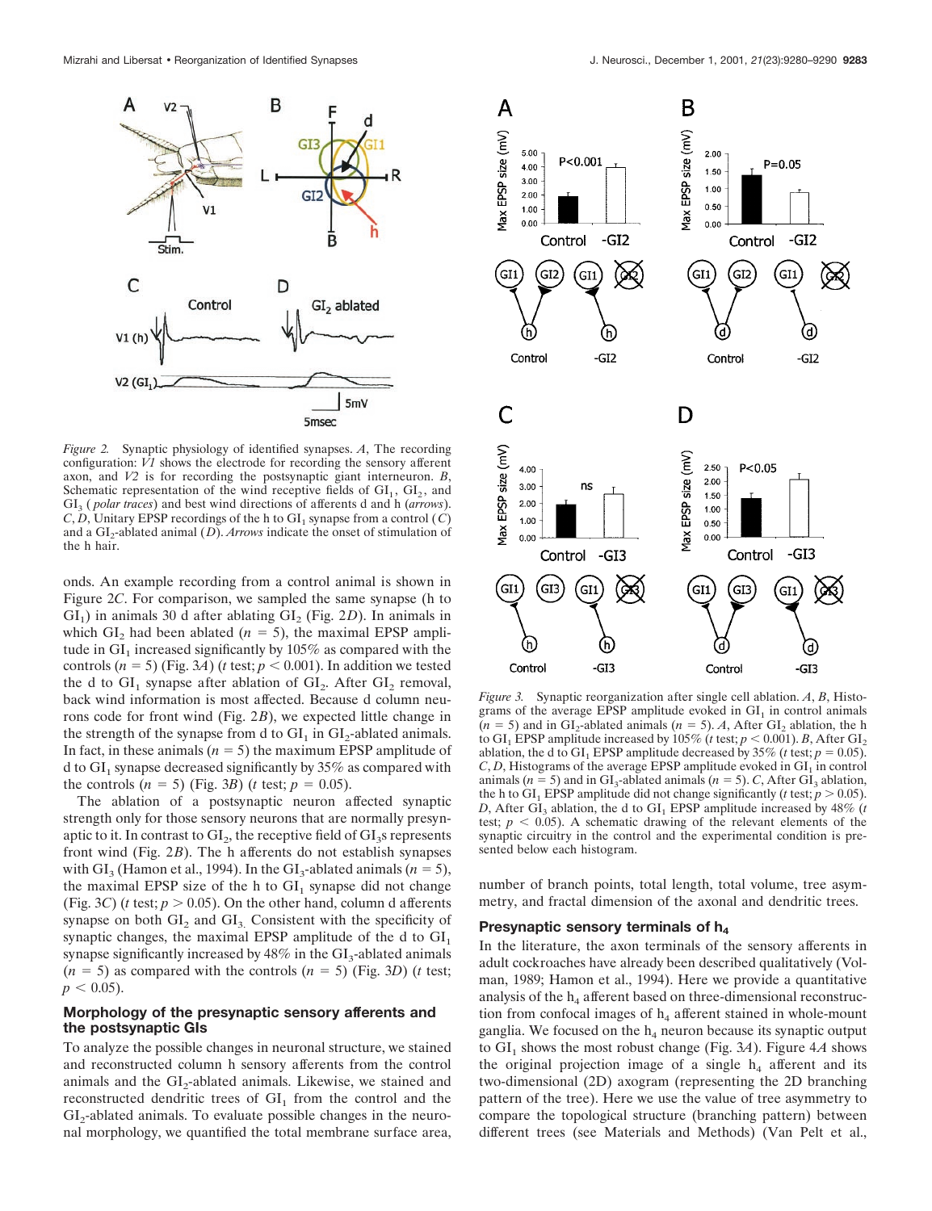*Figure 2.* Synaptic physiology of identified synapses. *A*, The recording configuration: *V1* shows the electrode for recording the sensory afferent axon, and *V2* is for recording the postsynaptic giant interneuron. *B*, Schematic representation of the wind receptive fields of $GI_1$, $GI_2$, and $GI_3$ (*polar traces*) and best wind directions of afferents d and h (*arrows*). *C*, *D*, Unitary EPSP recordings of the h to $GI_1$ synapse from a control (*C*) and a $GI_2$-ablated animal (*D*). *Arrows* indicate the onset of stimulation of the h hair.

onds. An example recording from a control animal is shown in Figure 2*C*. For comparison, we sampled the same synapse (h to $GI_1$) in animals 30 d after ablating $GI_2$ (Fig. 2*D*). In animals in which $GI_2$ had been ablated ($n = 5$), the maximal EPSP amplitude in $GI_1$ increased significantly by 105% as compared with the controls ($n = 5$) (Fig. 3*A*) (*t* test; $p < 0.001$). In addition we tested the d to $GI_1$ synapse after ablation of $GI_2$. After $GI_2$ removal, back wind information is most affected. Because d column neurons code for front wind (Fig. 2*B*), we expected little change in the strength of the synapse from d to $GI_1$ in $GI_2$-ablated animals. In fact, in these animals ($n = 5$) the maximum EPSP amplitude of d to $GI_1$ synapse decreased significantly by 35% as compared with the controls ($n = 5$) (Fig. 3*B*) (*t* test; $p = 0.05$).

The ablation of a postsynaptic neuron affected synaptic strength only for those sensory neurons that are normally presynaptic to it. In contrast to $GI_2$, the receptive field of $GI_3$s represents front wind (Fig. 2*B*). The h afferents do not establish synapses with $GI_3$ (Hamon et al., 1994). In the $GI_3$-ablated animals ($n = 5$), the maximal EPSP size of the h to $GI_1$ synapse did not change (Fig. 3*C*) (*t* test; $p > 0.05$). On the other hand, column d afferents synapse on both $GI_2$ and $GI_3$. Consistent with the specificity of synaptic changes, the maximal EPSP amplitude of the d to $GI_1$ synapse significantly increased by 48% in the $GI_3$-ablated animals ($n = 5$) as compared with the controls ($n = 5$) (Fig. 3*D*) (*t* test; $p < 0.05$).

### Morphology of the presynaptic sensory afferents and the postsynaptic GIs

To analyze the possible changes in neuronal structure, we stained and reconstructed column h sensory afferents from the control animals and the $GI_2$-ablated animals. Likewise, we stained and reconstructed dendritic trees of $GI_1$ from the control and the $GI_2$-ablated animals. To evaluate possible changes in the neuronal morphology, we quantified the total membrane surface area, number of branch points, total length, total volume, tree asymmetry, and fractal dimension of the axonal and dendritic trees.

*Figure 3.* Synaptic reorganization after single cell ablation. *A*, *B*, Histograms of the average EPSP amplitude evoked in $GI_1$ in control animals ($n = 5$) and in $GI_2$-ablated animals ($n = 5$). *A*, After $GI_2$ ablation, the h to $GI_1$ EPSP amplitude increased by 105% (*t* test; $p < 0.001$). *B*, After $GI_2$ ablation, the d to $GI_1$ EPSP amplitude decreased by 35% (*t* test; $p = 0.05$). *C*, *D*, Histograms of the average EPSP amplitude evoked in $GI_1$ in control animals ($n = 5$) and in $GI_3$-ablated animals ($n = 5$). *C*, After $GI_3$ ablation, the h to $GI_1$ EPSP amplitude did not change significantly (*t* test; $p > 0.05$). *D*, After $GI_3$ ablation, the d to $GI_1$ EPSP amplitude increased by 48% (*t* test; $p < 0.05$). A schematic drawing of the relevant elements of the synaptic circuitry in the control and the experimental condition is presented below each histogram.

### Presynaptic sensory terminals of $h_4$

In the literature, the axon terminals of the sensory afferents in adult cockroaches have already been described qualitatively (Volman, 1989; Hamon et al., 1994). Here we provide a quantitative analysis of the $h_4$ afferent based on three-dimensional reconstruction from confocal images of $h_4$ afferent stained in whole-mount ganglia. We focused on the $h_4$ neuron because its synaptic output to $GI_1$ shows the most robust change (Fig. 3*A*). Figure 4*A* shows the original projection image of a single $h_4$ afferent and its two-dimensional (2D) axogram (representing the 2D branching pattern of the tree). Here we use the value of tree asymmetry to compare the topological structure (branching pattern) between different trees (see Materials and Methods) (Van Pelt et al.,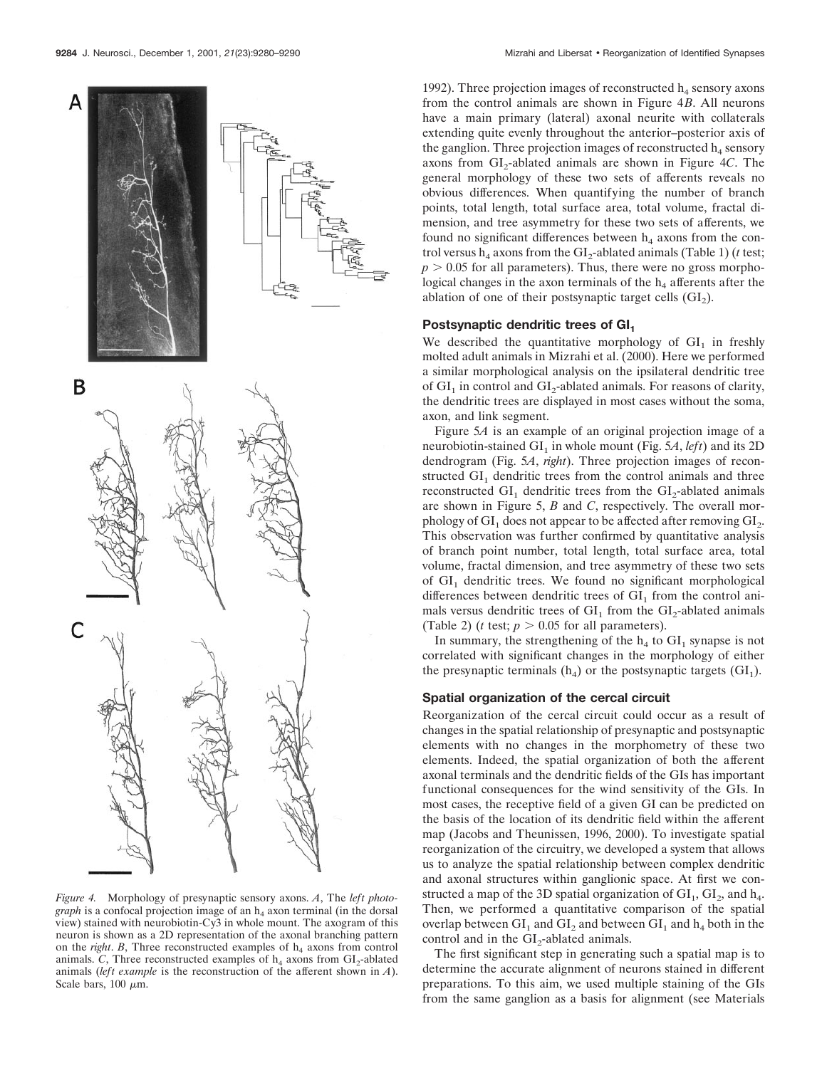*Figure 4.* Morphology of presynaptic sensory axons. *A*, The *left photograph* is a confocal projection image of an $h_4$ axon terminal (in the dorsal view) stained with neurobiotin-Cy3 in whole mount. The axogram of this neuron is shown as a 2D representation of the axonal branching pattern on the *right*. *B*, Three reconstructed examples of $h_4$ axons from control animals. *C*, Three reconstructed examples of $h_4$ axons from $GI_2$-ablated animals (*left example* is the reconstruction of the afferent shown in *A*). Scale bars, 100 μm.

1992). Three projection images of reconstructed $h_4$ sensory axons from the control animals are shown in Figure 4*B*. All neurons have a main primary (lateral) axonal neurite with collaterals extending quite evenly throughout the anterior–posterior axis of the ganglion. Three projection images of reconstructed $h_4$ sensory axons from $GI_2$-ablated animals are shown in Figure 4*C*. The general morphology of these two sets of afferents reveals no obvious differences. When quantifying the number of branch points, total length, total surface area, total volume, fractal dimension, and tree asymmetry for these two sets of afferents, we found no significant differences between $h_4$ axons from the control versus $h_4$ axons from the $GI_2$-ablated animals (Table 1) (*t* test; $p > 0.05$ for all parameters). Thus, there were no gross morphological changes in the axon terminals of the $h_4$ afferents after the ablation of one of their postsynaptic target cells ($GI_2$).

## Postsynaptic dendritic trees of $GI_1$

We described the quantitative morphology of $GI_1$ in freshly molted adult animals in Mizrahi et al. (2000). Here we performed a similar morphological analysis on the ipsilateral dendritic tree of $GI_1$ in control and $GI_2$-ablated animals. For reasons of clarity, the dendritic trees are displayed in most cases without the soma, axon, and link segment.

Figure 5*A* is an example of an original projection image of a neurobiotin-stained $GI_1$ in whole mount (Fig. 5*A*, *left*) and its 2D dendrogram (Fig. 5*A*, *right*). Three projection images of reconstructed $GI_1$ dendritic trees from the control animals and three reconstructed $GI_1$ dendritic trees from the $GI_2$-ablated animals are shown in Figure 5, *B* and *C*, respectively. The overall morphology of $GI_1$ does not appear to be affected after removing $GI_2$. This observation was further confirmed by quantitative analysis of branch point number, total length, total surface area, total volume, fractal dimension, and tree asymmetry of these two sets of $GI_1$ dendritic trees. We found no significant morphological differences between dendritic trees of $GI_1$ from the control animals versus dendritic trees of $GI_1$ from the $GI_2$-ablated animals (Table 2) (*t* test; $p > 0.05$ for all parameters).

In summary, the strengthening of the $h_4$ to $GI_1$ synapse is not correlated with significant changes in the morphology of either the presynaptic terminals ($h_4$) or the postsynaptic targets ($GI_1$).

## Spatial organization of the cercal circuit

Reorganization of the cercal circuit could occur as a result of changes in the spatial relationship of presynaptic and postsynaptic elements with no changes in the morphometry of these two elements. Indeed, the spatial organization of both the afferent axonal terminals and the dendritic fields of the GIs has important functional consequences for the wind sensitivity of the GIs. In most cases, the receptive field of a given GI can be predicted on the basis of the location of its dendritic field within the afferent map (Jacobs and Theunissen, 1996, 2000). To investigate spatial reorganization of the circuitry, we developed a system that allows us to analyze the spatial relationship between complex dendritic and axonal structures within ganglionic space. At first we constructed a map of the 3D spatial organization of $GI_1$, $GI_2$, and $h_4$. Then, we performed a quantitative comparison of the spatial overlap between $GI_1$ and $GI_2$ and between $GI_1$ and $h_4$ both in the control and in the $GI_2$-ablated animals.

The first significant step in generating such a spatial map is to determine the accurate alignment of neurons stained in different preparations. To this aim, we used multiple staining of the GIs from the same ganglion as a basis for alignment (see Materials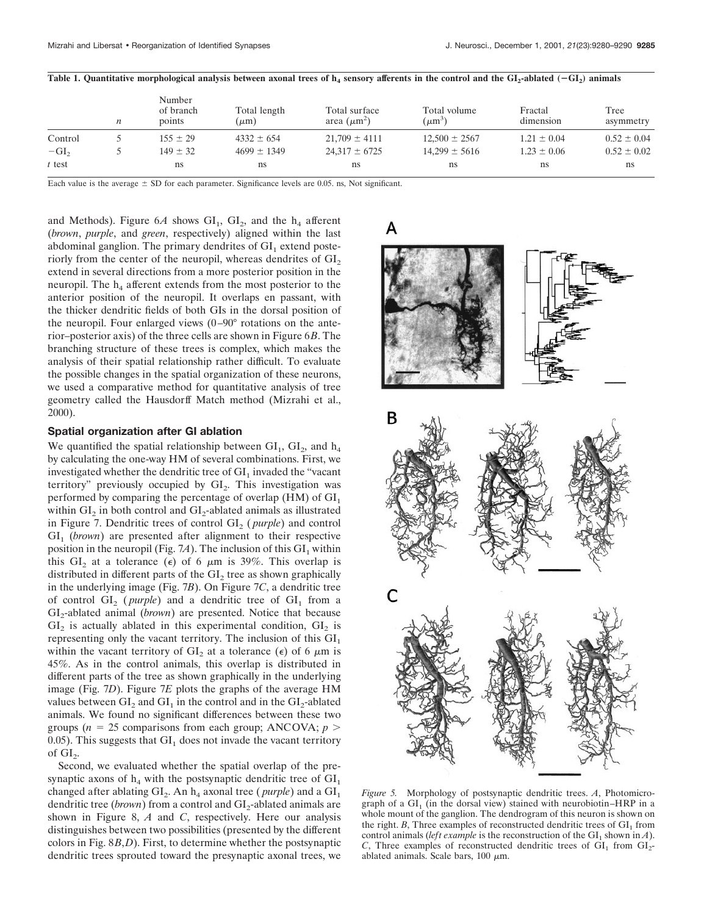**Table 1. Quantitative morphological analysis between axonal trees of $h_4$ sensory afferents in the control and the $GI_2$-ablated ($-GI_2$) animals**

| | $n$ | Number of branch points | Total length (μm) | Total surface area (μm²) | Total volume (μm³) | Fractal dimension | Tree asymmetry |
|---|---|---|---|---|---|---|---|
| Control | 5 | 155 ± 29 | 4332 ± 654 | 21,709 ± 4111 | 12,500 ± 2567 | 1.21 ± 0.04 | 0.52 ± 0.04 |
| $-GI_2$ | 5 | 149 ± 32 | 4699 ± 1349 | 24,317 ± 6725 | 14,299 ± 5616 | 1.23 ± 0.06 | 0.52 ± 0.02 |
| $t$ test | | ns | ns | ns | ns | ns | ns |

Each value is the average ± SD for each parameter. Significance levels are 0.05. ns, Not significant.

and Methods). Figure 6*A* shows $GI_1$, $GI_2$, and the $h_4$ afferent (*brown*, *purple*, and *green*, respectively) aligned within the last abdominal ganglion. The primary dendrites of $GI_1$ extend posteriorly from the center of the neuropil, whereas dendrites of $GI_2$ extend in several directions from a more posterior position in the neuropil. The $h_4$ afferent extends from the most posterior to the anterior position of the neuropil. It overlaps en passant, with the thicker dendritic fields of both GIs in the dorsal position of the neuropil. Four enlarged views (0–90° rotations on the anterior–posterior axis) of the three cells are shown in Figure 6*B*. The branching structure of these trees is complex, which makes the analysis of their spatial relationship rather difficult. To evaluate the possible changes in the spatial organization of these neurons, we used a comparative method for quantitative analysis of tree geometry called the Hausdorff Match method (Mizrahi et al., 2000).

## Spatial organization after GI ablation

We quantified the spatial relationship between $GI_1$, $GI_2$, and $h_4$ by calculating the one-way HM of several combinations. First, we investigated whether the dendritic tree of $GI_1$ invaded the "vacant territory" previously occupied by $GI_2$. This investigation was performed by comparing the percentage of overlap (HM) of $GI_1$ within $GI_2$ in both control and $GI_2$-ablated animals as illustrated in Figure 7. Dendritic trees of control $GI_2$ (*purple*) and control $GI_1$ (*brown*) are presented after alignment to their respective position in the neuropil (Fig. 7*A*). The inclusion of this $GI_1$ within this $GI_2$ at a tolerance ($\epsilon$) of 6 μm is 39%. This overlap is distributed in different parts of the $GI_2$ tree as shown graphically in the underlying image (Fig. 7*B*). On Figure 7*C*, a dendritic tree of control $GI_2$ (*purple*) and a dendritic tree of $GI_1$ from a $GI_2$-ablated animal (*brown*) are presented. Notice that because $GI_2$ is actually ablated in this experimental condition, $GI_2$ is representing only the vacant territory. The inclusion of this $GI_1$ within the vacant territory of $GI_2$ at a tolerance ($\epsilon$) of 6 μm is 45%. As in the control animals, this overlap is distributed in different parts of the tree as shown graphically in the underlying image (Fig. 7*D*). Figure 7*E* plots the graphs of the average HM values between $GI_2$ and $GI_1$ in the control and in the $GI_2$-ablated animals. We found no significant differences between these two groups ($n = 25$ comparisons from each group; ANCOVA; $p > 0.05$). This suggests that $GI_1$ does not invade the vacant territory of $GI_2$.

Second, we evaluated whether the spatial overlap of the presynaptic axons of $h_4$ with the postsynaptic dendritic tree of $GI_1$ changed after ablating $GI_2$. An $h_4$ axonal tree (*purple*) and a $GI_1$ dendritic tree (*brown*) from a control and $GI_2$-ablated animals are shown in Figure 8, *A* and *C*, respectively. Here our analysis distinguishes between two possibilities (presented by the different colors in Fig. 8*B*,*D*). First, to determine whether the postsynaptic dendritic trees sprouted toward the presynaptic axonal trees, we

*Figure 5.* Morphology of postsynaptic dendritic trees. *A*, Photomicrograph of a $GI_1$ (in the dorsal view) stained with neurobiotin–HRP in a whole mount of the ganglion. The dendrogram of this neuron is shown on the right. *B*, Three examples of reconstructed dendritic trees of $GI_1$ from control animals (*left example* is the reconstruction of the $GI_1$ shown in *A*). *C*, Three examples of reconstructed dendritic trees of $GI_1$ from $GI_2$-ablated animals. Scale bars, 100 μm.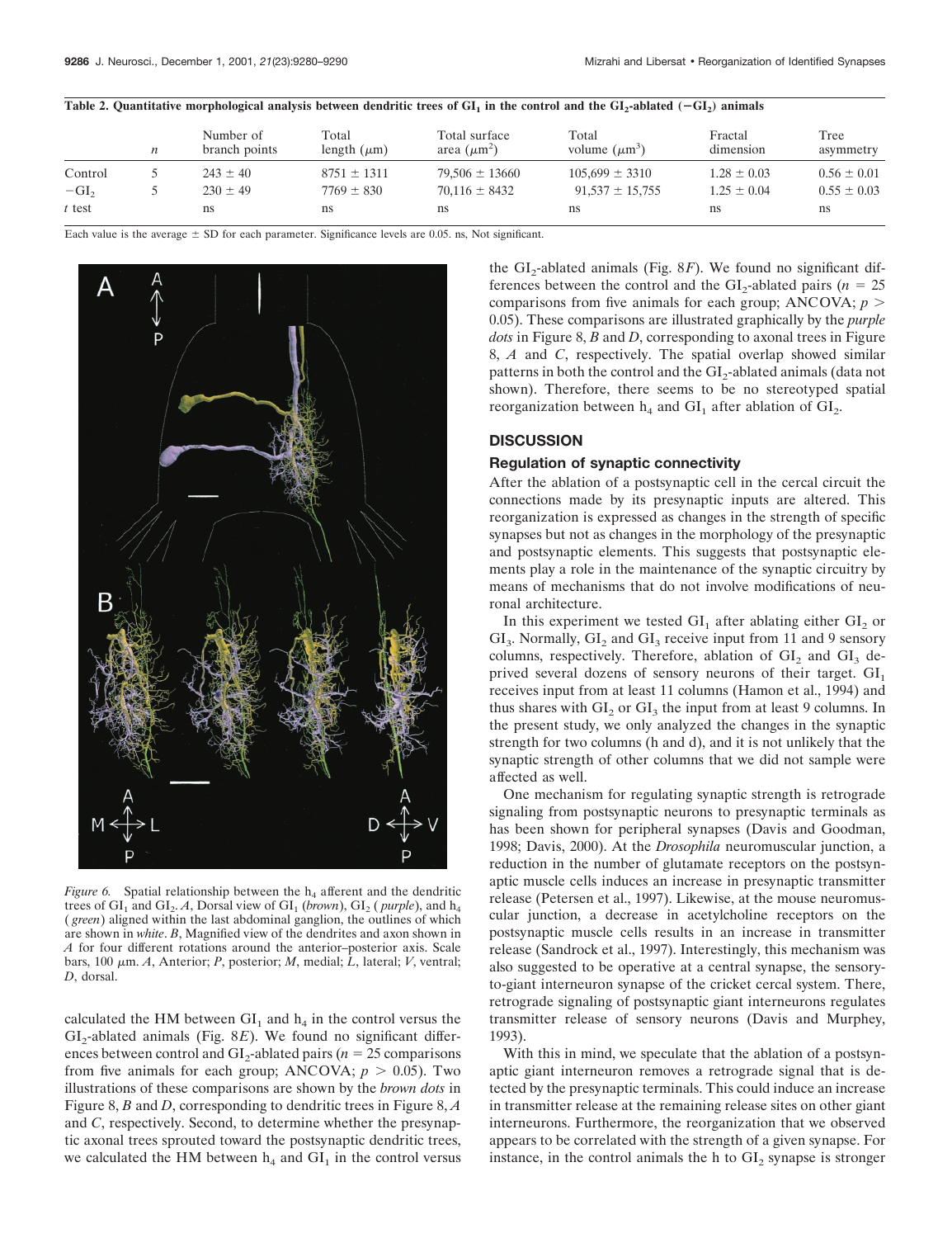**Table 2. Quantitative morphological analysis between dendritic trees of $GI_1$ in the control and the $GI_2$-ablated ($-GI_2$) animals**

| | $n$ | Number of branch points | Total length ($\mu$m) | Total surface area ($\mu m^2$) | Total volume ($\mu m^3$) | Fractal dimension | Tree asymmetry |
|---|---|---|---|---|---|---|---|
| Control | 5 | 243 ± 40 | 8751 ± 1311 | 79,506 ± 13660 | 105,699 ± 3310 | 1.28 ± 0.03 | 0.56 ± 0.01 |
| $-GI_2$ | 5 | 230 ± 49 | 7769 ± 830 | 70,116 ± 8432 | 91,537 ± 15,755 | 1.25 ± 0.04 | 0.55 ± 0.03 |
| $t$ test | | ns | ns | ns | ns | ns | ns |

Each value is the average ± SD for each parameter. Significance levels are 0.05. ns, Not significant.

*Figure 6.* Spatial relationship between the $h_4$ afferent and the dendritic trees of $GI_1$ and $GI_2$. *A*, Dorsal view of $GI_1$ (*brown*), $GI_2$ (*purple*), and $h_4$ (*green*) aligned within the last abdominal ganglion, the outlines of which are shown in *white*. *B*, Magnified view of the dendrites and axon shown in *A* for four different rotations around the anterior–posterior axis. Scale bars, 100 $\mu$m. *A*, Anterior; *P*, posterior; *M*, medial; *L*, lateral; *V*, ventral; *D*, dorsal.

calculated the HM between $GI_1$ and $h_4$ in the control versus the $GI_2$-ablated animals (Fig. 8*E*). We found no significant differences between control and $GI_2$-ablated pairs ($n = 25$ comparisons from five animals for each group; ANCOVA; $p > 0.05$). Two illustrations of these comparisons are shown by the *brown dots* in Figure 8, *B* and *D*, corresponding to dendritic trees in Figure 8, *A* and *C*, respectively. Second, to determine whether the presynaptic axonal trees sprouted toward the postsynaptic dendritic trees, we calculated the HM between $h_4$ and $GI_1$ in the control versus the $GI_2$-ablated animals (Fig. 8*F*). We found no significant differences between the control and the $GI_2$-ablated pairs ($n = 25$ comparisons from five animals for each group; ANCOVA; $p > 0.05$). These comparisons are illustrated graphically by the *purple dots* in Figure 8, *B* and *D*, corresponding to axonal trees in Figure 8, *A* and *C*, respectively. The spatial overlap showed similar patterns in both the control and the $GI_2$-ablated animals (data not shown). Therefore, there seems to be no stereotyped spatial reorganization between $h_4$ and $GI_1$ after ablation of $GI_2$.

## DISCUSSION

### Regulation of synaptic connectivity

After the ablation of a postsynaptic cell in the cercal circuit the connections made by its presynaptic inputs are altered. This reorganization is expressed as changes in the strength of specific synapses but not as changes in the morphology of the presynaptic and postsynaptic elements. This suggests that postsynaptic elements play a role in the maintenance of the synaptic circuitry by means of mechanisms that do not involve modifications of neuronal architecture.

In this experiment we tested $GI_1$ after ablating either $GI_2$ or $GI_3$. Normally, $GI_2$ and $GI_3$ receive input from 11 and 9 sensory columns, respectively. Therefore, ablation of $GI_2$ and $GI_3$ deprived several dozens of sensory neurons of their target. $GI_1$ receives input from at least 11 columns (Hamon et al., 1994) and thus shares with $GI_2$ or $GI_3$ the input from at least 9 columns. In the present study, we only analyzed the changes in the synaptic strength for two columns (h and d), and it is not unlikely that the synaptic strength of other columns that we did not sample were affected as well.

One mechanism for regulating synaptic strength is retrograde signaling from postsynaptic neurons to presynaptic terminals as has been shown for peripheral synapses (Davis and Goodman, 1998; Davis, 2000). At the *Drosophila* neuromuscular junction, a reduction in the number of glutamate receptors on the postsynaptic muscle cells induces an increase in presynaptic transmitter release (Petersen et al., 1997). Likewise, at the mouse neuromuscular junction, a decrease in acetylcholine receptors on the postsynaptic muscle cells results in an increase in transmitter release (Sandrock et al., 1997). Interestingly, this mechanism was also suggested to be operative at a central synapse, the sensory-to-giant interneuron synapse of the cricket cercal system. There, retrograde signaling of postsynaptic giant interneurons regulates transmitter release of sensory neurons (Davis and Murphey, 1993).

With this in mind, we speculate that the ablation of a postsynaptic giant interneuron removes a retrograde signal that is detected by the presynaptic terminals. This could induce an increase in transmitter release at the remaining release sites on other giant interneurons. Furthermore, the reorganization that we observed appears to be correlated with the strength of a given synapse. For instance, in the control animals the h to $GI_2$ synapse is stronger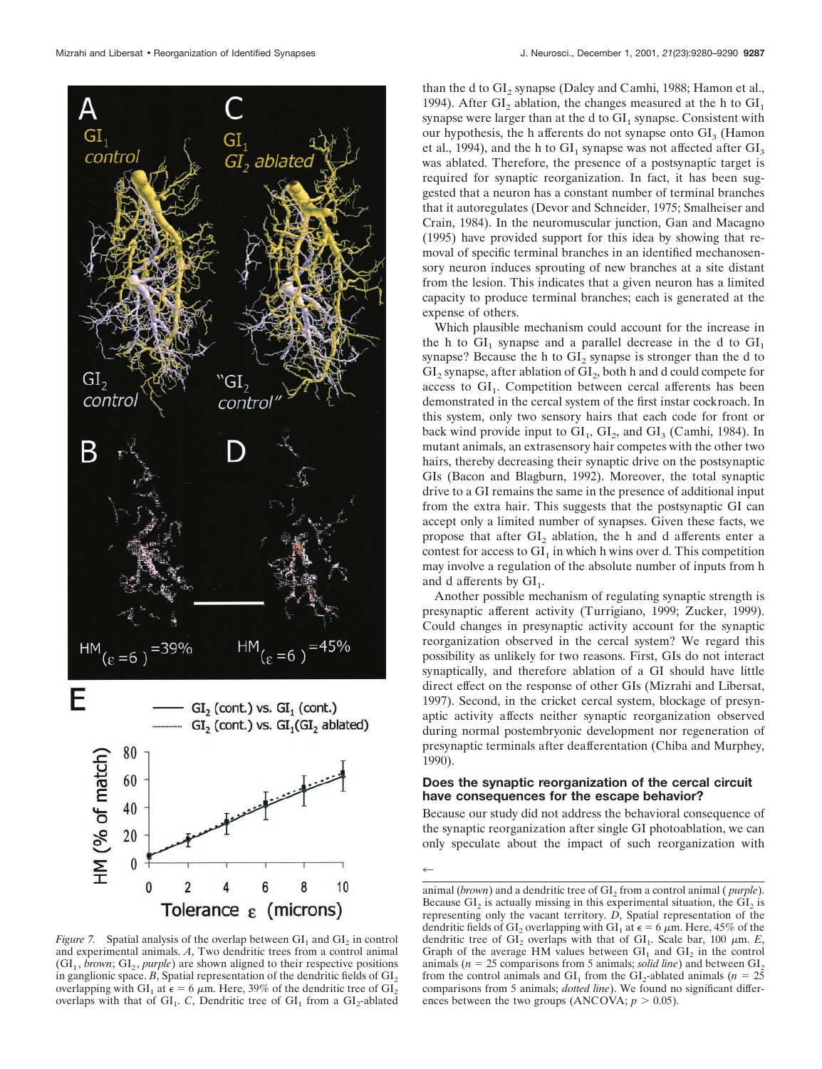Figure 7. Spatial analysis of the overlap between $GI_1$ and $GI_2$ in control and experimental animals. *A*, Two dendritic trees from a control animal ($GI_1$, *brown*; $GI_2$, *purple*) are shown aligned to their respective positions in ganglionic space. *B*, Spatial representation of the dendritic fields of $GI_2$ overlapping with $GI_1$ at $\epsilon = 6$ $\mu$m. Here, 39% of the dendritic tree of $GI_2$ overlaps with that of $GI_1$. *C*, Dendritic tree of $GI_1$ from a $GI_2$-ablated animal (*brown*) and a dendritic tree of $GI_2$ from a control animal (*purple*). Because $GI_2$ is actually missing in this experimental situation, the $GI_2$ is representing only the vacant territory. *D*, Spatial representation of the dendritic fields of $GI_2$ overlapping with $GI_1$ at $\epsilon = 6$ $\mu$m. Here, 45% of the dendritic tree of $GI_2$ overlaps with that of $GI_1$. Scale bar, 100 $\mu$m. *E*, Graph of the average HM values between $GI_1$ and $GI_2$ in the control animals ($n = 25$ comparisons from 5 animals; *solid line*) and between $GI_2$ from the control animals and $GI_1$ from the $GI_2$-ablated animals ($n = 25$ comparisons from 5 animals; *dotted line*). We found no significant differences between the two groups (ANCOVA; $p > 0.05$).

than the d to $GI_2$ synapse (Daley and Camhi, 1988; Hamon et al., 1994). After $GI_2$ ablation, the changes measured at the h to $GI_1$ synapse were larger than at the d to $GI_1$ synapse. Consistent with our hypothesis, the h afferents do not synapse onto $GI_3$ (Hamon et al., 1994), and the h to $GI_1$ synapse was not affected after $GI_3$ was ablated. Therefore, the presence of a postsynaptic target is required for synaptic reorganization. In fact, it has been suggested that a neuron has a constant number of terminal branches that it autoregulates (Devor and Schneider, 1975; Smalheiser and Crain, 1984). In the neuromuscular junction, Gan and Macagno (1995) have provided support for this idea by showing that removal of specific terminal branches in an identified mechanosensory neuron induces sprouting of new branches at a site distant from the lesion. This indicates that a given neuron has a limited capacity to produce terminal branches; each is generated at the expense of others.

Which plausible mechanism could account for the increase in the h to $GI_1$ synapse and a parallel decrease in the d to $GI_1$ synapse? Because the h to $GI_2$ synapse is stronger than the d to $GI_2$ synapse, after ablation of $GI_2$, both h and d could compete for access to $GI_1$. Competition between cercal afferents has been demonstrated in the cercal system of the first instar cockroach. In this system, only two sensory hairs that each code for front or back wind provide input to $GI_1$, $GI_2$, and $GI_3$ (Camhi, 1984). In mutant animals, an extrasensory hair competes with the other two hairs, thereby decreasing their synaptic drive on the postsynaptic GIs (Bacon and Blagburn, 1992). Moreover, the total synaptic drive to a GI remains the same in the presence of additional input from the extra hair. This suggests that the postsynaptic GI can accept only a limited number of synapses. Given these facts, we propose that after $GI_2$ ablation, the h and d afferents enter a contest for access to $GI_1$ in which h wins over d. This competition may involve a regulation of the absolute number of inputs from h and d afferents by $GI_1$.

Another possible mechanism of regulating synaptic strength is presynaptic afferent activity (Turrigiano, 1999; Zucker, 1999). Could changes in presynaptic activity account for the synaptic reorganization observed in the cercal system? We regard this possibility as unlikely for two reasons. First, GIs do not interact synaptically, and therefore ablation of a GI should have little direct effect on the response of other GIs (Mizrahi and Libersat, 1997). Second, in the cricket cercal system, blockage of presynaptic activity affects neither synaptic reorganization observed during normal postembryonic development nor regeneration of presynaptic terminals after deafferentation (Chiba and Murphey, 1990).

### Does the synaptic reorganization of the cercal circuit have consequences for the escape behavior?

Because our study did not address the behavioral consequence of the synaptic reorganization after single GI photoablation, we can only speculate about the impact of such reorganization with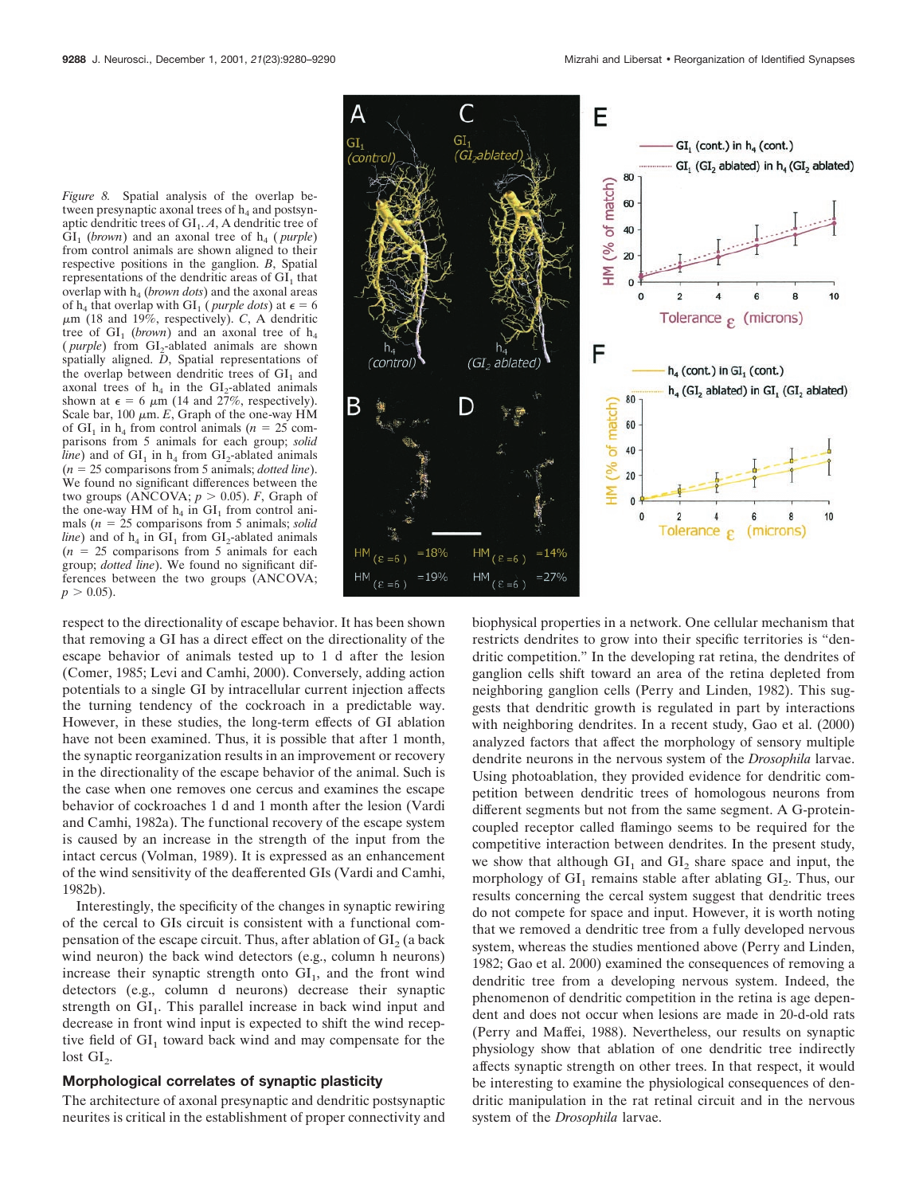*Figure 8.* Spatial analysis of the overlap between presynaptic axonal trees of $h_4$ and postsynaptic dendritic trees of $GI_1$. *A*, A dendritic tree of $GI_1$ (*brown*) and an axonal tree of $h_4$ (*purple*) from control animals are shown aligned to their respective positions in the ganglion. *B*, Spatial representations of the dendritic areas of $GI_1$ that overlap with $h_4$ (*brown dots*) and the axonal areas of $h_4$ that overlap with $GI_1$ (*purple dots*) at $\epsilon = 6$ μm (18 and 19%, respectively). *C*, A dendritic tree of $GI_1$ (*brown*) and an axonal tree of $h_4$ (*purple*) from $GI_2$-ablated animals are shown spatially aligned. *D*, Spatial representations of the overlap between dendritic trees of $GI_1$ and axonal trees of $h_4$ in the $GI_2$-ablated animals shown at $\epsilon = 6$ μm (14 and 27%, respectively). Scale bar, 100 μm. *E*, Graph of the one-way HM of $GI_1$ in $h_4$ from control animals ($n = 25$ comparisons from 5 animals for each group; *solid line*) and of $GI_1$ in $h_4$ from $GI_2$-ablated animals ($n = 25$ comparisons from 5 animals; *dotted line*). We found no significant differences between the two groups (ANCOVA; $p > 0.05$). *F*, Graph of the one-way HM of $h_4$ in $GI_1$ from control animals ($n = 25$ comparisons from 5 animals; *solid line*) and of $h_4$ in $GI_1$ from $GI_2$-ablated animals ($n = 25$ comparisons from 5 animals for each group; *dotted line*). We found no significant differences between the two groups (ANCOVA; $p > 0.05$).

respect to the directionality of escape behavior. It has been shown that removing a GI has a direct effect on the directionality of the escape behavior of animals tested up to 1 d after the lesion (Comer, 1985; Levi and Camhi, 2000). Conversely, adding action potentials to a single GI by intracellular current injection affects the turning tendency of the cockroach in a predictable way. However, in these studies, the long-term effects of GI ablation have not been examined. Thus, it is possible that after 1 month, the synaptic reorganization results in an improvement or recovery in the directionality of the escape behavior of the animal. Such is the case when one removes one cercus and examines the escape behavior of cockroaches 1 d and 1 month after the lesion (Vardi and Camhi, 1982a). The functional recovery of the escape system is caused by an increase in the strength of the input from the intact cercus (Volman, 1989). It is expressed as an enhancement of the wind sensitivity of the deafferented GIs (Vardi and Camhi, 1982b).

Interestingly, the specificity of the changes in synaptic rewiring of the cercal to GIs circuit is consistent with a functional compensation of the escape circuit. Thus, after ablation of $GI_2$ (a back wind neuron) the back wind detectors (e.g., column h neurons) increase their synaptic strength onto $GI_1$, and the front wind detectors (e.g., column d neurons) decrease their synaptic strength on $GI_1$. This parallel increase in back wind input and decrease in front wind input is expected to shift the wind receptive field of $GI_1$ toward back wind and may compensate for the lost $GI_2$.

### Morphological correlates of synaptic plasticity

The architecture of axonal presynaptic and dendritic postsynaptic neurites is critical in the establishment of proper connectivity and biophysical properties in a network. One cellular mechanism that restricts dendrites to grow into their specific territories is "dendritic competition." In the developing rat retina, the dendrites of ganglion cells shift toward an area of the retina depleted from neighboring ganglion cells (Perry and Linden, 1982). This suggests that dendritic growth is regulated in part by interactions with neighboring dendrites. In a recent study, Gao et al. (2000) analyzed factors that affect the morphology of sensory multiple dendrite neurons in the nervous system of the *Drosophila* larvae. Using photoablation, they provided evidence for dendritic competition between dendritic trees of homologous neurons from different segments but not from the same segment. A G-protein-coupled receptor called flamingo seems to be required for the competitive interaction between dendrites. In the present study, we show that although $GI_1$ and $GI_2$ share space and input, the morphology of $GI_1$ remains stable after ablating $GI_2$. Thus, our results concerning the cercal system suggest that dendritic trees do not compete for space and input. However, it is worth noting that we removed a dendritic tree from a fully developed nervous system, whereas the studies mentioned above (Perry and Linden, 1982; Gao et al. 2000) studied the consequences of removing a dendritic tree from a developing nervous system. Indeed, the phenomenon of dendritic competition in the retina is age dependent and does not occur when lesions are made in 20-d-old rats (Perry and Maffei, 1988). Nevertheless, our results on synaptic physiology show that ablation of one dendritic tree indirectly affects synaptic strength on other trees. In that respect, it would be interesting to examine the physiological consequences of dendritic manipulation in the rat retinal circuit and in the nervous system of the *Drosophila* larvae.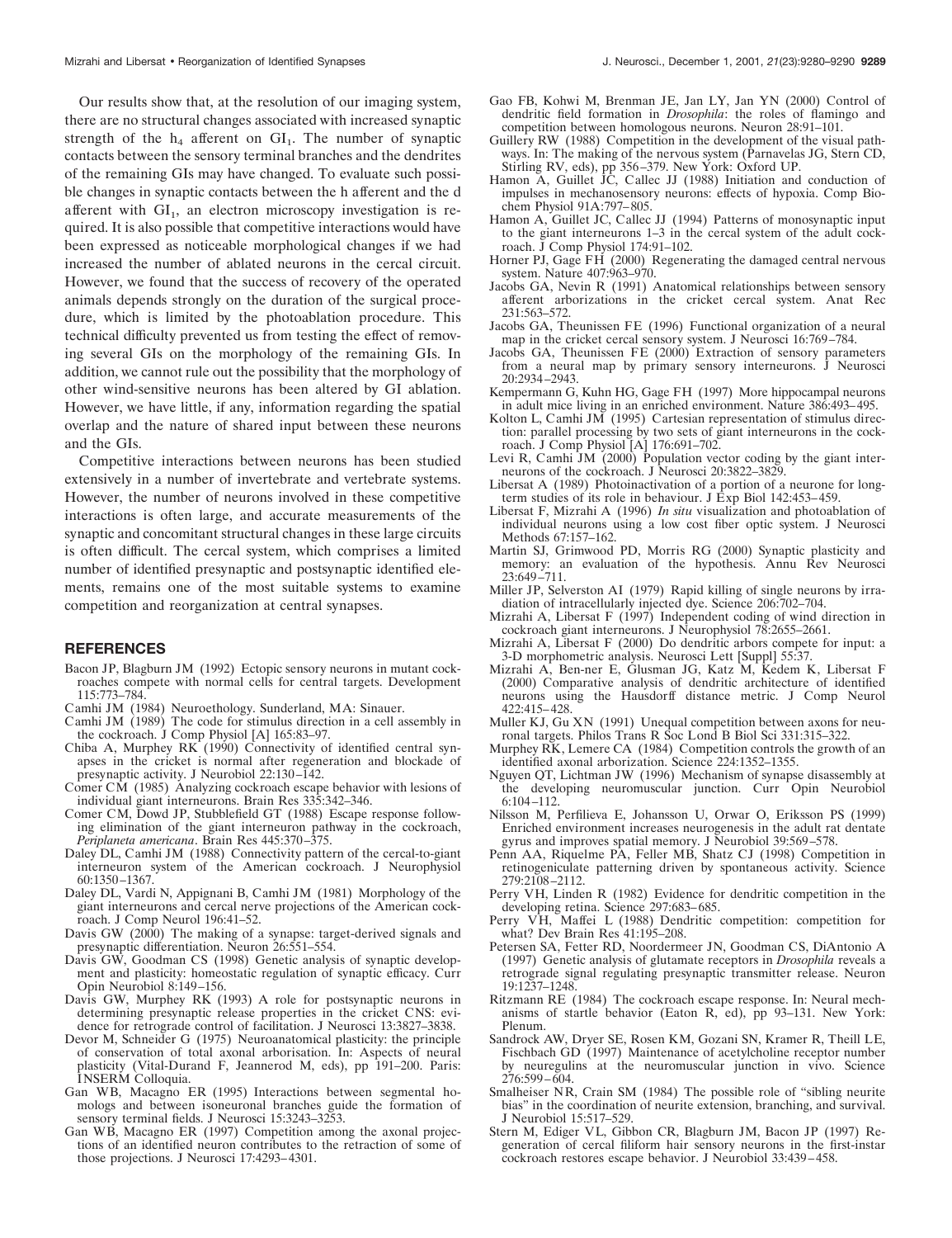Our results show that, at the resolution of our imaging system, there are no structural changes associated with increased synaptic strength of the $h_4$ afferent on $GI_1$. The number of synaptic contacts between the sensory terminal branches and the dendrites of the remaining GIs may have changed. To evaluate such possible changes in synaptic contacts between the h afferent and the d afferent with $GI_1$, an electron microscopy investigation is required. It is also possible that competitive interactions would have been expressed as noticeable morphological changes if we had increased the number of ablated neurons in the cercal circuit. However, we found that the success of recovery of the operated animals depends strongly on the duration of the surgical procedure, which is limited by the photoablation procedure. This technical difficulty prevented us from testing the effect of removing several GIs on the morphology of the remaining GIs. In addition, we cannot rule out the possibility that the morphology of other wind-sensitive neurons has been altered by GI ablation. However, we have little, if any, information regarding the spatial overlap and the nature of shared input between these neurons and the GIs.

Competitive interactions between neurons has been studied extensively in a number of invertebrate and vertebrate systems. However, the number of neurons involved in these competitive interactions is often large, and accurate measurements of the synaptic and concomitant structural changes in these large circuits is often difficult. The cercal system, which comprises a limited number of identified presynaptic and postsynaptic identified elements, remains one of the most suitable systems to examine competition and reorganization at central synapses.

## REFERENCES

Bacon JP, Blagburn JM (1992) Ectopic sensory neurons in mutant cockroaches compete with normal cells for central targets. Development 115:773–784.

Camhi JM (1984) Neuroethology. Sunderland, MA: Sinauer.

Camhi JM (1989) The code for stimulus direction in a cell assembly in the cockroach. J Comp Physiol [A] 165:83–97.

Chiba A, Murphey RK (1990) Connectivity of identified central synapses in the cricket is normal after regeneration and blockade of presynaptic activity. J Neurobiol 22:130–142.

Comer CM (1985) Analyzing cockroach escape behavior with lesions of individual giant interneurons. Brain Res 335:342–346.

Comer CM, Dowd JP, Stubblefield GT (1988) Escape response following elimination of the giant interneuron pathway in the cockroach, *Periplaneta americana*. Brain Res 445:370–375.

Daley DL, Camhi JM (1988) Connectivity pattern of the cercal-to-giant interneuron system of the American cockroach. J Neurophysiol 60:1350–1367.

Daley DL, Vardi N, Appignani B, Camhi JM (1981) Morphology of the giant interneurons and cercal nerve projections of the American cockroach. J Comp Neurol 196:41–52.

Davis GW (2000) The making of a synapse: target-derived signals and presynaptic differentiation. Neuron 26:551–554.

Davis GW, Goodman CS (1998) Genetic analysis of synaptic development and plasticity: homeostatic regulation of synaptic efficacy. Curr Opin Neurobiol 8:149–156.

Davis GW, Murphey RK (1993) A role for postsynaptic neurons in determining presynaptic release properties in the cricket CNS: evidence for retrograde control of facilitation. J Neurosci 13:3827–3838.

Devor M, Schneider G (1975) Neuroanatomical plasticity: the principle of conservation of total axonal arborisation. In: Aspects of neural plasticity (Vital-Durand F, Jeannerod M, eds), pp 191–200. Paris: INSERM Colloquia.

Gan WB, Macagno ER (1995) Interactions between segmental homologs and between isoneuronal branches guide the formation of sensory terminal fields. J Neurosci 15:3243–3253.

Gan WB, Macagno ER (1997) Competition among the axonal projections of an identified neuron contributes to the retraction of some of those projections. J Neurosci 17:4293–4301.

Gao FB, Kohwi M, Brenman JE, Jan LY, Jan YN (2000) Control of dendritic field formation in *Drosophila*: the roles of flamingo and competition between homologous neurons. Neuron 28:91–101.

Guillery RW (1988) Competition in the development of the visual pathways. In: The making of the nervous system (Parnavelas JG, Stern CD, Stirling RV, eds), pp 356–379. New York: Oxford UP.

Hamon A, Guillet JC, Callec JJ (1988) Initiation and conduction of impulses in mechanosensory neurons: effects of hypoxia. Comp Biochem Physiol 91A:797–805.

Hamon A, Guillet JC, Callec JJ (1994) Patterns of monosynaptic input to the giant interneurons 1–3 in the cercal system of the adult cockroach. J Comp Physiol 174:91–102.

Horner PJ, Gage FH (2000) Regenerating the damaged central nervous system. Nature 407:963–970.

Jacobs GA, Nevin R (1991) Anatomical relationships between sensory afferent arborizations in the cricket cercal system. Anat Rec 231:563–572.

Jacobs GA, Theunissen FE (1996) Functional organization of a neural map in the cricket cercal sensory system. J Neurosci 16:769–784.

Jacobs GA, Theunissen FE (2000) Extraction of sensory parameters from a neural map by primary sensory interneurons. J Neurosci 20:2934–2943.

Kempermann G, Kuhn HG, Gage FH (1997) More hippocampal neurons in adult mice living in an enriched environment. Nature 386:493–495.

Kolton L, Camhi JM (1995) Cartesian representation of stimulus direction: parallel processing by two sets of giant interneurons in the cockroach. J Comp Physiol [A] 176:691–702.

Levi R, Camhi JM (2000) Population vector coding by the giant interneurons of the cockroach. J Neurosci 20:3822–3829.

Libersat A (1989) Photoinactivation of a portion of a neurone for long-term studies of its role in behaviour. J Exp Biol 142:453–459.

Libersat F, Mizrahi A (1996) *In situ* visualization and photoablation of individual neurons using a low cost fiber optic system. J Neurosci Methods 67:157–162.

Martin SJ, Grimwood PD, Morris RG (2000) Synaptic plasticity and memory: an evaluation of the hypothesis. Annu Rev Neurosci 23:649–711.

Miller JP, Selverston AI (1979) Rapid killing of single neurons by irradiation of intracellularly injected dye. Science 206:702–704.

Mizrahi A, Libersat F (1997) Independent coding of wind direction in cockroach giant interneurons. J Neurophysiol 78:2655–2661.

Mizrahi A, Libersat F (2000) Do dendritic arbors compete for input: a 3-D morphometric analysis. Neurosci Lett [Suppl] 55:37.

Mizrahi A, Ben-ner E, Glusman JG, Katz M, Kedem K, Libersat F (2000) Comparative analysis of dendritic architecture of identified neurons using the Hausdorff distance metric. J Comp Neurol 422:415–428.

Muller KJ, Gu XN (1991) Unequal competition between axons for neuronal targets. Philos Trans R Soc Lond B Biol Sci 331:315–322.

Murphey RK, Lemere CA (1984) Competition controls the growth of an identified axonal arborization. Science 224:1352–1355.

Nguyen QT, Lichtman JW (1996) Mechanism of synapse disassembly at the developing neuromuscular junction. Curr Opin Neurobiol 6:104–112.

Nilsson M, Perfilieva E, Johansson U, Orwar O, Eriksson PS (1999) Enriched environment increases neurogenesis in the adult rat dentate gyrus and improves spatial memory. J Neurobiol 39:569–578.

Penn AA, Riquelme PA, Feller MB, Shatz CJ (1998) Competition in retinogeniculate patterning driven by spontaneous activity. Science 279:2108–2112.

Perry VH, Linden R (1982) Evidence for dendritic competition in the developing retina. Science 297:683–685.

Perry VH, Maffei L (1988) Dendritic competition: competition for what? Dev Brain Res 41:195–208.

Petersen SA, Fetter RD, Noordermeer JN, Goodman CS, DiAntonio A (1997) Genetic analysis of glutamate receptors in *Drosophila* reveals a retrograde signal regulating presynaptic transmitter release. Neuron 19:1237–1248.

Ritzmann RE (1984) The cockroach escape response. In: Neural mechanisms of startle behavior (Eaton R, ed), pp 93–131. New York: Plenum.

Sandrock AW, Dryer SE, Rosen KM, Gozani SN, Kramer R, Theill LE, Fischbach GD (1997) Maintenance of acetylcholine receptor number by neuregulins at the neuromuscular junction in vivo. Science 276:599–604.

Smalheiser NR, Crain SM (1984) The possible role of "sibling neurite bias" in the coordination of neurite extension, branching, and survival. J Neurobiol 15:517–529.

Stern M, Ediger VL, Gibbon CR, Blagburn JM, Bacon JP (1997) Regeneration of cercal filiform hair sensory neurons in the first-instar cockroach restores escape behavior. J Neurobiol 33:439–458.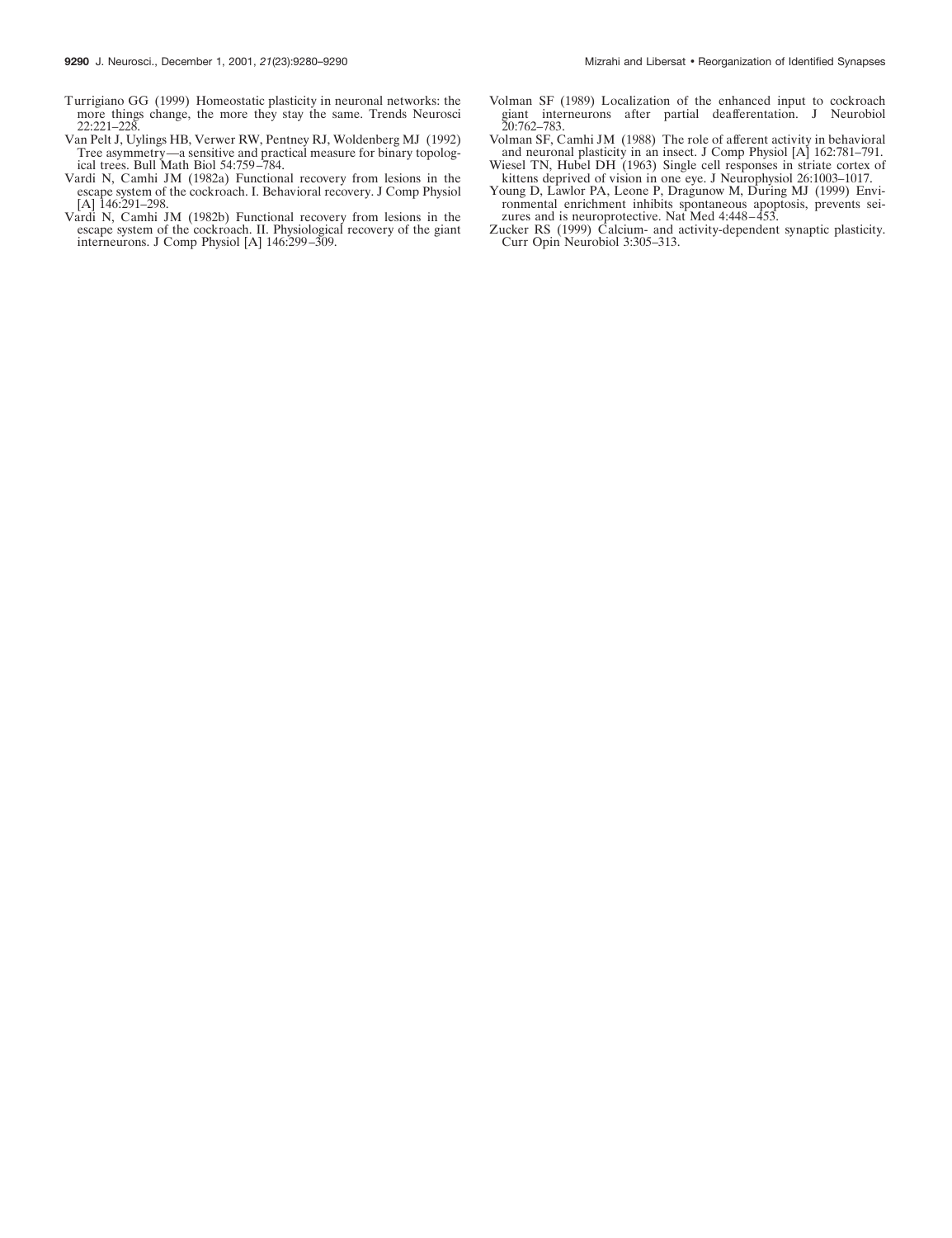Turrigiano GG (1999) Homeostatic plasticity in neuronal networks: the more things change, the more they stay the same. Trends Neurosci 22:221–228.

Van Pelt J, Uylings HB, Verwer RW, Pentney RJ, Woldenberg MJ (1992) Tree asymmetry—a sensitive and practical measure for binary topological trees. Bull Math Biol 54:759–784.

Vardi N, Camhi JM (1982a) Functional recovery from lesions in the escape system of the cockroach. I. Behavioral recovery. J Comp Physiol [A] 146:291–298.

Vardi N, Camhi JM (1982b) Functional recovery from lesions in the escape system of the cockroach. II. Physiological recovery of the giant interneurons. J Comp Physiol [A] 146:299–309.

Volman SF (1989) Localization of the enhanced input to cockroach giant interneurons after partial deafferentation. J Neurobiol 20:762–783.

Volman SF, Camhi JM (1988) The role of afferent activity in behavioral and neuronal plasticity in an insect. J Comp Physiol [A] 162:781–791.

Wiesel TN, Hubel DH (1963) Single cell responses in striate cortex of kittens deprived of vision in one eye. J Neurophysiol 26:1003–1017.

Young D, Lawlor PA, Leone P, Dragunow M, During MJ (1999) Environmental enrichment inhibits spontaneous apoptosis, prevents seizures and is neuroprotective. Nat Med 4:448–453.

Zucker RS (1999) Calcium- and activity-dependent synaptic plasticity. Curr Opin Neurobiol 3:305–313.